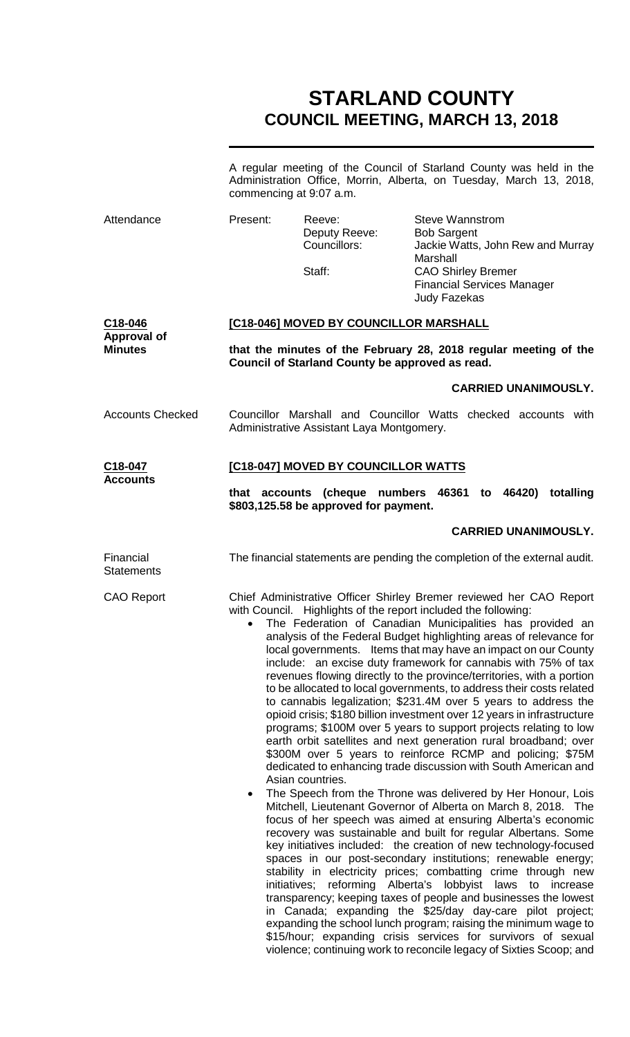# STARLAND COUNTY
## COUNCIL MEETING, MARCH 13, 2018

A regular meeting of the Council of Starland County was held in the Administration Office, Morrin, Alberta, on Tuesday, March 13, 2018, commencing at 9:07 a.m.

**Attendance**

| Present: | Reeve: | Steve Wannstrom |
|---|---|---|
| | Deputy Reeve: | Bob Sargent |
| | Councillors: | Jackie Watts, John Rew and Murray Marshall |
| | Staff: | CAO Shirley Bremer |
| | | Financial Services Manager Judy Fazekas |

**C18-046 Approval of Minutes**

**[C18-046] MOVED BY COUNCILLOR MARSHALL**

**that the minutes of the February 28, 2018 regular meeting of the Council of Starland County be approved as read.**

**CARRIED UNANIMOUSLY.**

**Accounts Checked**

Councillor Marshall and Councillor Watts checked accounts with Administrative Assistant Laya Montgomery.

**C18-047 Accounts**

**[C18-047] MOVED BY COUNCILLOR WATTS**

**that accounts (cheque numbers 46361 to 46420) totalling $803,125.58 be approved for payment.**

**CARRIED UNANIMOUSLY.**

**Financial Statements**

The financial statements are pending the completion of the external audit.

**CAO Report**

Chief Administrative Officer Shirley Bremer reviewed her CAO Report with Council. Highlights of the report included the following:

- The Federation of Canadian Municipalities has provided an analysis of the Federal Budget highlighting areas of relevance for local governments. Items that may have an impact on our County include: an excise duty framework for cannabis with 75% of tax revenues flowing directly to the province/territories, with a portion to be allocated to local governments, to address their costs related to cannabis legalization; $231.4M over 5 years to address the opioid crisis; $180 billion investment over 12 years in infrastructure programs; $100M over 5 years to support projects relating to low earth orbit satellites and next generation rural broadband; over $300M over 5 years to reinforce RCMP and policing; $75M dedicated to enhancing trade discussion with South American and Asian countries.
- The Speech from the Throne was delivered by Her Honour, Lois Mitchell, Lieutenant Governor of Alberta on March 8, 2018. The focus of her speech was aimed at ensuring Alberta's economic recovery was sustainable and built for regular Albertans. Some key initiatives included: the creation of new technology-focused spaces in our post-secondary institutions; renewable energy; stability in electricity prices; combatting crime through new initiatives; reforming Alberta's lobbyist laws to increase transparency; keeping taxes of people and businesses the lowest in Canada; expanding the $25/day day-care pilot project; expanding the school lunch program; raising the minimum wage to $15/hour; expanding crisis services for survivors of sexual violence; continuing work to reconcile legacy of Sixties Scoop; and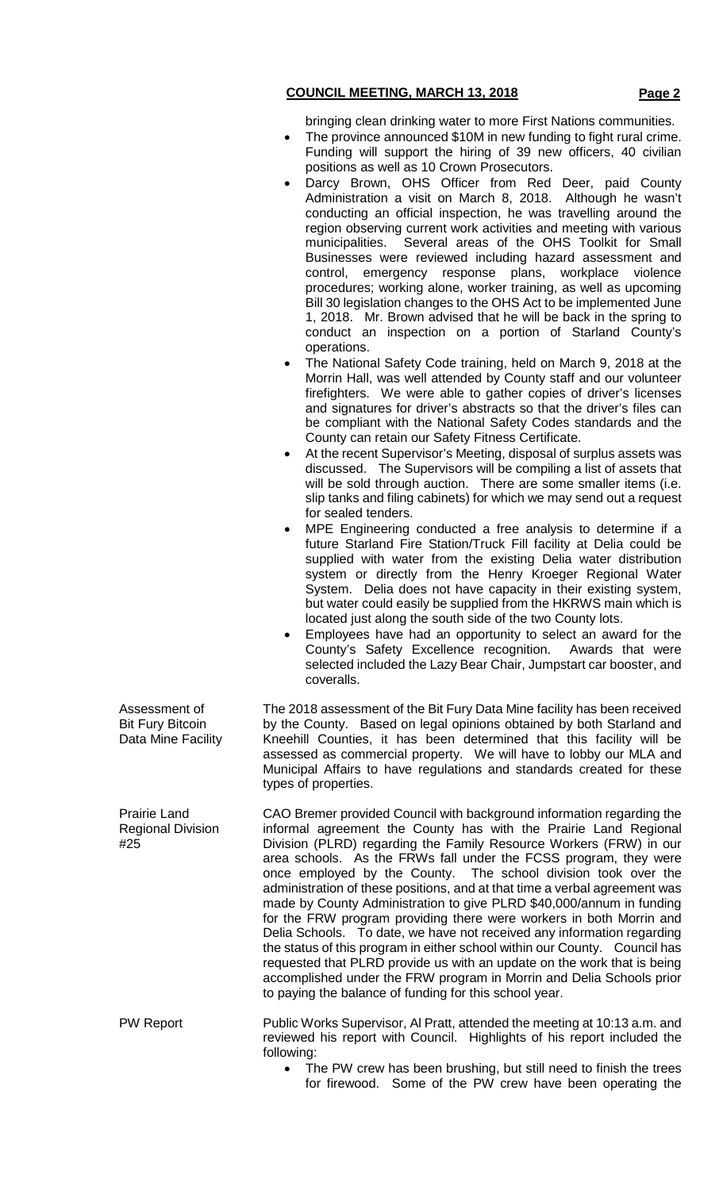bringing clean drinking water to more First Nations communities.

- The province announced $10M in new funding to fight rural crime. Funding will support the hiring of 39 new officers, 40 civilian positions as well as 10 Crown Prosecutors.
- Darcy Brown, OHS Officer from Red Deer, paid County Administration a visit on March 8, 2018. Although he wasn't conducting an official inspection, he was travelling around the region observing current work activities and meeting with various municipalities. Several areas of the OHS Toolkit for Small Businesses were reviewed including hazard assessment and control, emergency response plans, workplace violence procedures; working alone, worker training, as well as upcoming Bill 30 legislation changes to the OHS Act to be implemented June 1, 2018. Mr. Brown advised that he will be back in the spring to conduct an inspection on a portion of Starland County's operations.
- The National Safety Code training, held on March 9, 2018 at the Morrin Hall, was well attended by County staff and our volunteer firefighters. We were able to gather copies of driver's licenses and signatures for driver's abstracts so that the driver's files can be compliant with the National Safety Codes standards and the County can retain our Safety Fitness Certificate.
- At the recent Supervisor's Meeting, disposal of surplus assets was discussed. The Supervisors will be compiling a list of assets that will be sold through auction. There are some smaller items (i.e. slip tanks and filing cabinets) for which we may send out a request for sealed tenders.
- MPE Engineering conducted a free analysis to determine if a future Starland Fire Station/Truck Fill facility at Delia could be supplied with water from the existing Delia water distribution system or directly from the Henry Kroeger Regional Water System. Delia does not have capacity in their existing system, but water could easily be supplied from the HKRWS main which is located just along the south side of the two County lots.
- Employees have had an opportunity to select an award for the County's Safety Excellence recognition. Awards that were selected included the Lazy Bear Chair, Jumpstart car booster, and coveralls.

**Assessment of Bit Fury Bitcoin Data Mine Facility**

The 2018 assessment of the Bit Fury Data Mine facility has been received by the County. Based on legal opinions obtained by both Starland and Kneehill Counties, it has been determined that this facility will be assessed as commercial property. We will have to lobby our MLA and Municipal Affairs to have regulations and standards created for these types of properties.

**Prairie Land Regional Division #25**

CAO Bremer provided Council with background information regarding the informal agreement the County has with the Prairie Land Regional Division (PLRD) regarding the Family Resource Workers (FRW) in our area schools. As the FRWs fall under the FCSS program, they were once employed by the County. The school division took over the administration of these positions, and at that time a verbal agreement was made by County Administration to give PLRD $40,000/annum in funding for the FRW program providing there were workers in both Morrin and Delia Schools. To date, we have not received any information regarding the status of this program in either school within our County. Council has requested that PLRD provide us with an update on the work that is being accomplished under the FRW program in Morrin and Delia Schools prior to paying the balance of funding for this school year.

**PW Report**

Public Works Supervisor, Al Pratt, attended the meeting at 10:13 a.m. and reviewed his report with Council. Highlights of his report included the following:

- The PW crew has been brushing, but still need to finish the trees for firewood. Some of the PW crew have been operating the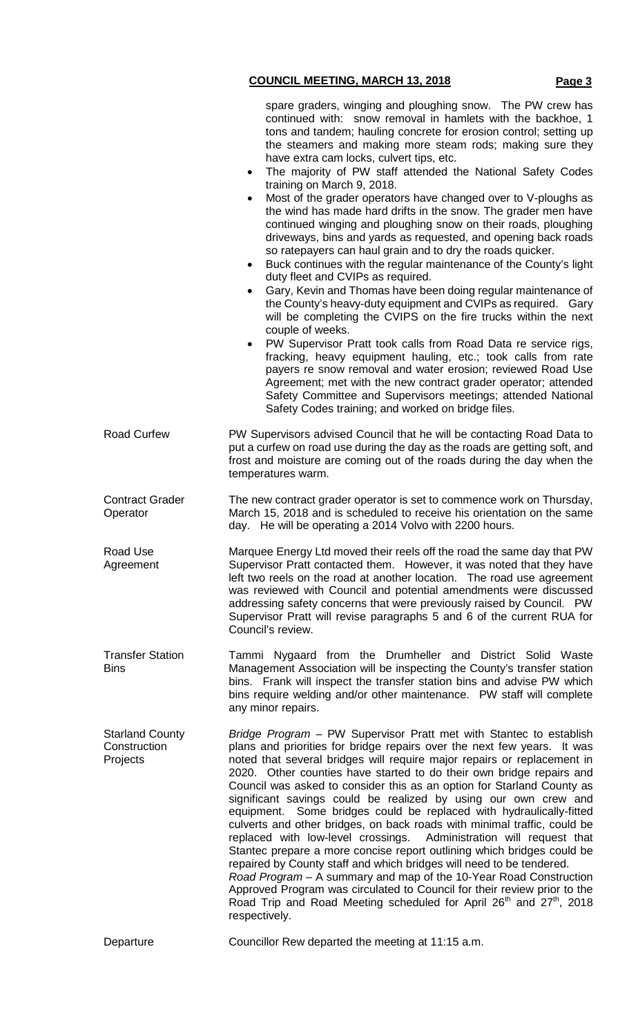spare graders, winging and ploughing snow. The PW crew has continued with: snow removal in hamlets with the backhoe, 1 tons and tandem; hauling concrete for erosion control; setting up the steamers and making more steam rods; making sure they have extra cam locks, culvert tips, etc.

- The majority of PW staff attended the National Safety Codes training on March 9, 2018.
- Most of the grader operators have changed over to V-ploughs as the wind has made hard drifts in the snow. The grader men have continued winging and ploughing snow on their roads, ploughing driveways, bins and yards as requested, and opening back roads so ratepayers can haul grain and to dry the roads quicker.
- Buck continues with the regular maintenance of the County's light duty fleet and CVIPs as required.
- Gary, Kevin and Thomas have been doing regular maintenance of the County's heavy-duty equipment and CVIPs as required. Gary will be completing the CVIPS on the fire trucks within the next couple of weeks.
- PW Supervisor Pratt took calls from Road Data re service rigs, fracking, heavy equipment hauling, etc.; took calls from rate payers re snow removal and water erosion; reviewed Road Use Agreement; met with the new contract grader operator; attended Safety Committee and Supervisors meetings; attended National Safety Codes training; and worked on bridge files.

**Road Curfew**

PW Supervisors advised Council that he will be contacting Road Data to put a curfew on road use during the day as the roads are getting soft, and frost and moisture are coming out of the roads during the day when the temperatures warm.

**Contract Grader Operator**

The new contract grader operator is set to commence work on Thursday, March 15, 2018 and is scheduled to receive his orientation on the same day. He will be operating a 2014 Volvo with 2200 hours.

**Road Use Agreement**

Marquee Energy Ltd moved their reels off the road the same day that PW Supervisor Pratt contacted them. However, it was noted that they have left two reels on the road at another location. The road use agreement was reviewed with Council and potential amendments were discussed addressing safety concerns that were previously raised by Council. PW Supervisor Pratt will revise paragraphs 5 and 6 of the current RUA for Council's review.

**Transfer Station Bins**

Tammi Nygaard from the Drumheller and District Solid Waste Management Association will be inspecting the County's transfer station bins. Frank will inspect the transfer station bins and advise PW which bins require welding and/or other maintenance. PW staff will complete any minor repairs.

**Starland County Construction Projects**

*Bridge Program* – PW Supervisor Pratt met with Stantec to establish plans and priorities for bridge repairs over the next few years. It was noted that several bridges will require major repairs or replacement in 2020. Other counties have started to do their own bridge repairs and Council was asked to consider this as an option for Starland County as significant savings could be realized by using our own crew and equipment. Some bridges could be replaced with hydraulically-fitted culverts and other bridges, on back roads with minimal traffic, could be replaced with low-level crossings. Administration will request that Stantec prepare a more concise report outlining which bridges could be repaired by County staff and which bridges will need to be tendered.

*Road Program* – A summary and map of the 10-Year Road Construction Approved Program was circulated to Council for their review prior to the Road Trip and Road Meeting scheduled for April 26th and 27th, 2018 respectively.

**Departure**

Councillor Rew departed the meeting at 11:15 a.m.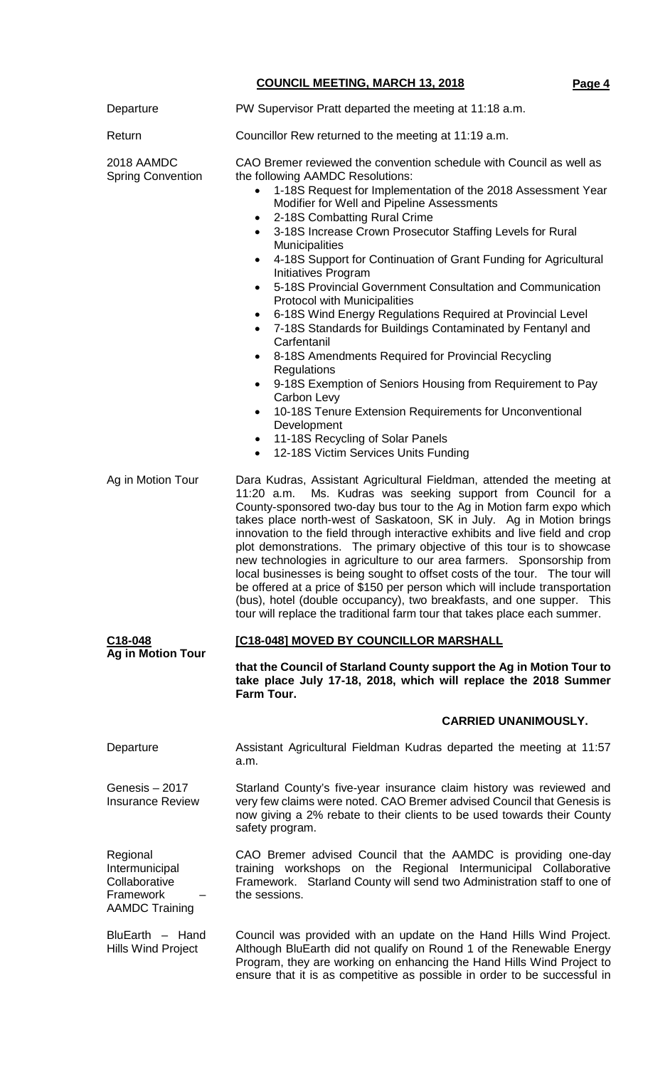| | |
|---|---|
| Departure | PW Supervisor Pratt departed the meeting at 11:18 a.m. |
| Return | Councillor Rew returned to the meeting at 11:19 a.m. |

**2018 AAMDC Spring Convention**

CAO Bremer reviewed the convention schedule with Council as well as the following AAMDC Resolutions:

- 1-18S Request for Implementation of the 2018 Assessment Year Modifier for Well and Pipeline Assessments
- 2-18S Combatting Rural Crime
- 3-18S Increase Crown Prosecutor Staffing Levels for Rural Municipalities
- 4-18S Support for Continuation of Grant Funding for Agricultural Initiatives Program
- 5-18S Provincial Government Consultation and Communication Protocol with Municipalities
- 6-18S Wind Energy Regulations Required at Provincial Level
- 7-18S Standards for Buildings Contaminated by Fentanyl and Carfentanil
- 8-18S Amendments Required for Provincial Recycling Regulations
- 9-18S Exemption of Seniors Housing from Requirement to Pay Carbon Levy
- 10-18S Tenure Extension Requirements for Unconventional Development
- 11-18S Recycling of Solar Panels
- 12-18S Victim Services Units Funding

**Ag in Motion Tour**

Dara Kudras, Assistant Agricultural Fieldman, attended the meeting at 11:20 a.m. Ms. Kudras was seeking support from Council for a County-sponsored two-day bus tour to the Ag in Motion farm expo which takes place north-west of Saskatoon, SK in July. Ag in Motion brings innovation to the field through interactive exhibits and live field and crop plot demonstrations. The primary objective of this tour is to showcase new technologies in agriculture to our area farmers. Sponsorship from local businesses is being sought to offset costs of the tour. The tour will be offered at a price of $150 per person which will include transportation (bus), hotel (double occupancy), two breakfasts, and one supper. This tour will replace the traditional farm tour that takes place each summer.

**C18-048**
**Ag in Motion Tour**

**[C18-048] MOVED BY COUNCILLOR MARSHALL**

**that the Council of Starland County support the Ag in Motion Tour to take place July 17-18, 2018, which will replace the 2018 Summer Farm Tour.**

**CARRIED UNANIMOUSLY.**

**Departure**

Assistant Agricultural Fieldman Kudras departed the meeting at 11:57 a.m.

**Genesis – 2017 Insurance Review**

Starland County's five-year insurance claim history was reviewed and very few claims were noted. CAO Bremer advised Council that Genesis is now giving a 2% rebate to their clients to be used towards their County safety program.

**Regional Intermunicipal Collaborative Framework – AAMDC Training**

CAO Bremer advised Council that the AAMDC is providing one-day training workshops on the Regional Intermunicipal Collaborative Framework. Starland County will send two Administration staff to one of the sessions.

**BluEarth – Hand Hills Wind Project**

Council was provided with an update on the Hand Hills Wind Project. Although BluEarth did not qualify on Round 1 of the Renewable Energy Program, they are working on enhancing the Hand Hills Wind Project to ensure that it is as competitive as possible in order to be successful in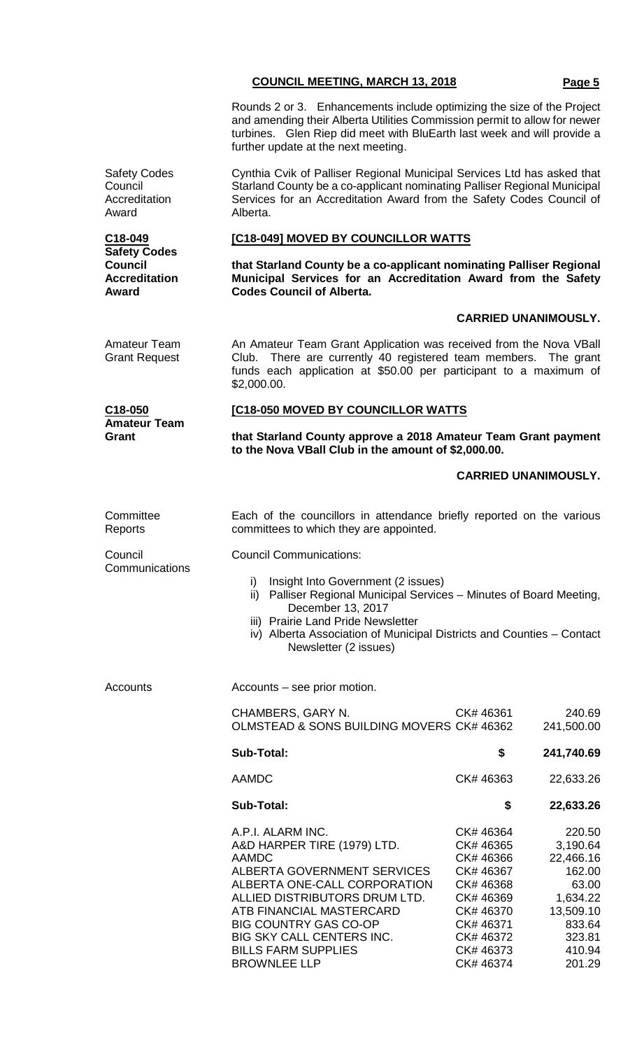Rounds 2 or 3. Enhancements include optimizing the size of the Project and amending their Alberta Utilities Commission permit to allow for newer turbines. Glen Riep did meet with BluEarth last week and will provide a further update at the next meeting.

Safety Codes Council Accreditation Award

Cynthia Cvik of Palliser Regional Municipal Services Ltd has asked that Starland County be a co-applicant nominating Palliser Regional Municipal Services for an Accreditation Award from the Safety Codes Council of Alberta.

**C18-049 Safety Codes Council Accreditation Award**

**[C18-049] MOVED BY COUNCILLOR WATTS**

**that Starland County be a co-applicant nominating Palliser Regional Municipal Services for an Accreditation Award from the Safety Codes Council of Alberta.**

**CARRIED UNANIMOUSLY.**

Amateur Team Grant Request

An Amateur Team Grant Application was received from the Nova VBall Club. There are currently 40 registered team members. The grant funds each application at $50.00 per participant to a maximum of $2,000.00.

**C18-050 Amateur Team Grant**

**[C18-050 MOVED BY COUNCILLOR WATTS**

**that Starland County approve a 2018 Amateur Team Grant payment to the Nova VBall Club in the amount of $2,000.00.**

**CARRIED UNANIMOUSLY.**

Committee Reports

Each of the councillors in attendance briefly reported on the various committees to which they are appointed.

Council Communications

Council Communications:

i) Insight Into Government (2 issues)
ii) Palliser Regional Municipal Services – Minutes of Board Meeting, December 13, 2017
iii) Prairie Land Pride Newsletter
iv) Alberta Association of Municipal Districts and Counties – Contact Newsletter (2 issues)

Accounts

Accounts – see prior motion.

| | | |
|---|---|---|
| CHAMBERS, GARY N. | CK# 46361 | 240.69 |
| OLMSTEAD & SONS BUILDING MOVERS | CK# 46362 | 241,500.00 |
| **Sub-Total:** | **$** | **241,740.69** |
| AAMDC | CK# 46363 | 22,633.26 |
| **Sub-Total:** | **$** | **22,633.26** |
| A.P.I. ALARM INC. | CK# 46364 | 220.50 |
| A&D HARPER TIRE (1979) LTD. | CK# 46365 | 3,190.64 |
| AAMDC | CK# 46366 | 22,466.16 |
| ALBERTA GOVERNMENT SERVICES | CK# 46367 | 162.00 |
| ALBERTA ONE-CALL CORPORATION | CK# 46368 | 63.00 |
| ALLIED DISTRIBUTORS DRUM LTD. | CK# 46369 | 1,634.22 |
| ATB FINANCIAL MASTERCARD | CK# 46370 | 13,509.10 |
| BIG COUNTRY GAS CO-OP | CK# 46371 | 833.64 |
| BIG SKY CALL CENTERS INC. | CK# 46372 | 323.81 |
| BILLS FARM SUPPLIES | CK# 46373 | 410.94 |
| BROWNLEE LLP | CK# 46374 | 201.29 |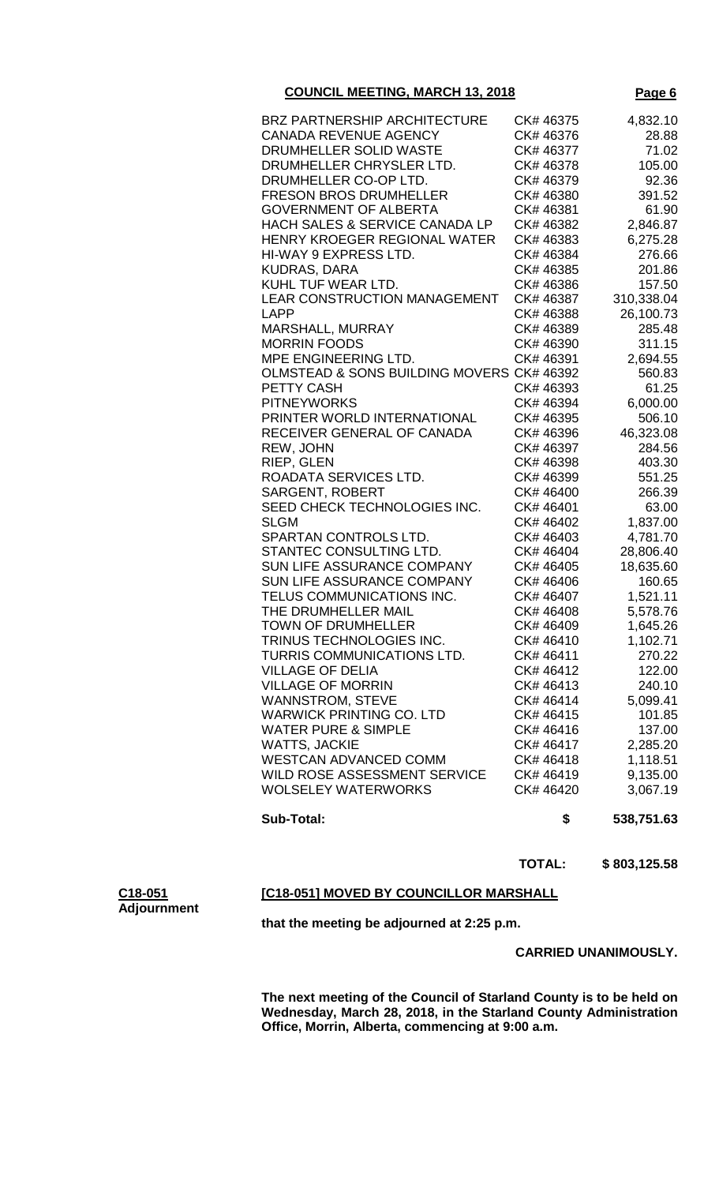## COUNCIL MEETING, MARCH 13, 2018

| | | |
|---|---|---|
| BRZ PARTNERSHIP ARCHITECTURE | CK# 46375 | 4,832.10 |
| CANADA REVENUE AGENCY | CK# 46376 | 28.88 |
| DRUMHELLER SOLID WASTE | CK# 46377 | 71.02 |
| DRUMHELLER CHRYSLER LTD. | CK# 46378 | 105.00 |
| DRUMHELLER CO-OP LTD. | CK# 46379 | 92.36 |
| FRESON BROS DRUMHELLER | CK# 46380 | 391.52 |
| GOVERNMENT OF ALBERTA | CK# 46381 | 61.90 |
| HACH SALES & SERVICE CANADA LP | CK# 46382 | 2,846.87 |
| HENRY KROEGER REGIONAL WATER | CK# 46383 | 6,275.28 |
| HI-WAY 9 EXPRESS LTD. | CK# 46384 | 276.66 |
| KUDRAS, DARA | CK# 46385 | 201.86 |
| KUHL TUF WEAR LTD. | CK# 46386 | 157.50 |
| LEAR CONSTRUCTION MANAGEMENT | CK# 46387 | 310,338.04 |
| LAPP | CK# 46388 | 26,100.73 |
| MARSHALL, MURRAY | CK# 46389 | 285.48 |
| MORRIN FOODS | CK# 46390 | 311.15 |
| MPE ENGINEERING LTD. | CK# 46391 | 2,694.55 |
| OLMSTEAD & SONS BUILDING MOVERS | CK# 46392 | 560.83 |
| PETTY CASH | CK# 46393 | 61.25 |
| PITNEYWORKS | CK# 46394 | 6,000.00 |
| PRINTER WORLD INTERNATIONAL | CK# 46395 | 506.10 |
| RECEIVER GENERAL OF CANADA | CK# 46396 | 46,323.08 |
| REW, JOHN | CK# 46397 | 284.56 |
| RIEP, GLEN | CK# 46398 | 403.30 |
| ROADATA SERVICES LTD. | CK# 46399 | 551.25 |
| SARGENT, ROBERT | CK# 46400 | 266.39 |
| SEED CHECK TECHNOLOGIES INC. | CK# 46401 | 63.00 |
| SLGM | CK# 46402 | 1,837.00 |
| SPARTAN CONTROLS LTD. | CK# 46403 | 4,781.70 |
| STANTEC CONSULTING LTD. | CK# 46404 | 28,806.40 |
| SUN LIFE ASSURANCE COMPANY | CK# 46405 | 18,635.60 |
| SUN LIFE ASSURANCE COMPANY | CK# 46406 | 160.65 |
| TELUS COMMUNICATIONS INC. | CK# 46407 | 1,521.11 |
| THE DRUMHELLER MAIL | CK# 46408 | 5,578.76 |
| TOWN OF DRUMHELLER | CK# 46409 | 1,645.26 |
| TRINUS TECHNOLOGIES INC. | CK# 46410 | 1,102.71 |
| TURRIS COMMUNICATIONS LTD. | CK# 46411 | 270.22 |
| VILLAGE OF DELIA | CK# 46412 | 122.00 |
| VILLAGE OF MORRIN | CK# 46413 | 240.10 |
| WANNSTROM, STEVE | CK# 46414 | 5,099.41 |
| WARWICK PRINTING CO. LTD | CK# 46415 | 101.85 |
| WATER PURE & SIMPLE | CK# 46416 | 137.00 |
| WATTS, JACKIE | CK# 46417 | 2,285.20 |
| WESTCAN ADVANCED COMM | CK# 46418 | 1,118.51 |
| WILD ROSE ASSESSMENT SERVICE | CK# 46419 | 9,135.00 |
| WOLSELEY WATERWORKS | CK# 46420 | 3,067.19 |
| **Sub-Total:** | **$** | **538,751.63** |
| | **TOTAL:** | **$ 803,125.58** |

**C18-051**
**Adjournment**

**[C18-051] MOVED BY COUNCILLOR MARSHALL**

**that the meeting be adjourned at 2:25 p.m.**

**CARRIED UNANIMOUSLY.**

**The next meeting of the Council of Starland County is to be held on Wednesday, March 28, 2018, in the Starland County Administration Office, Morrin, Alberta, commencing at 9:00 a.m.**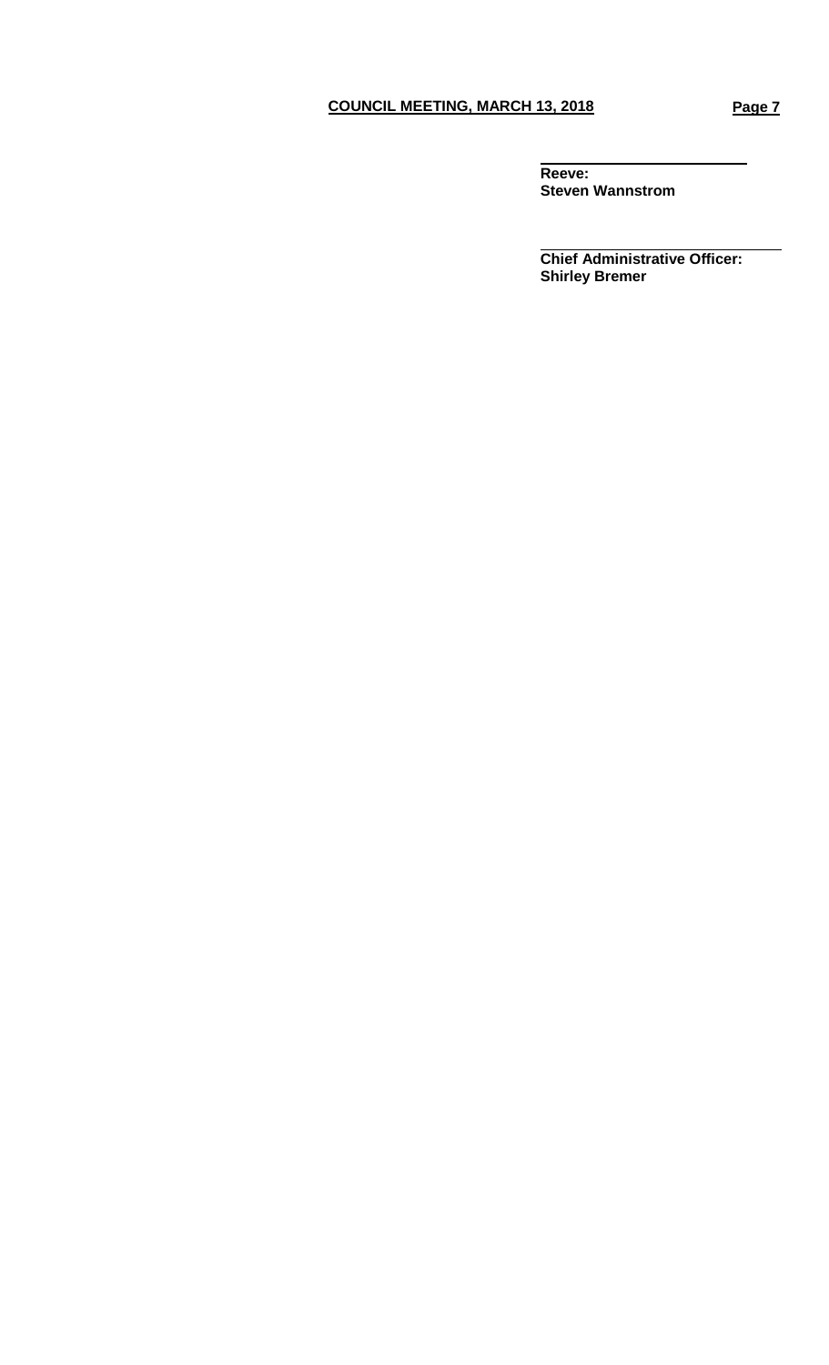\_\_\_\_\_\_\_\_\_\_\_\_\_\_\_\_\_\_\_\_\_\_\_\_\_\_

**Reeve:**
**Steven Wannstrom**

\_\_\_\_\_\_\_\_\_\_\_\_\_\_\_\_\_\_\_\_\_\_\_\_\_\_

**Chief Administrative Officer:**
**Shirley Bremer**